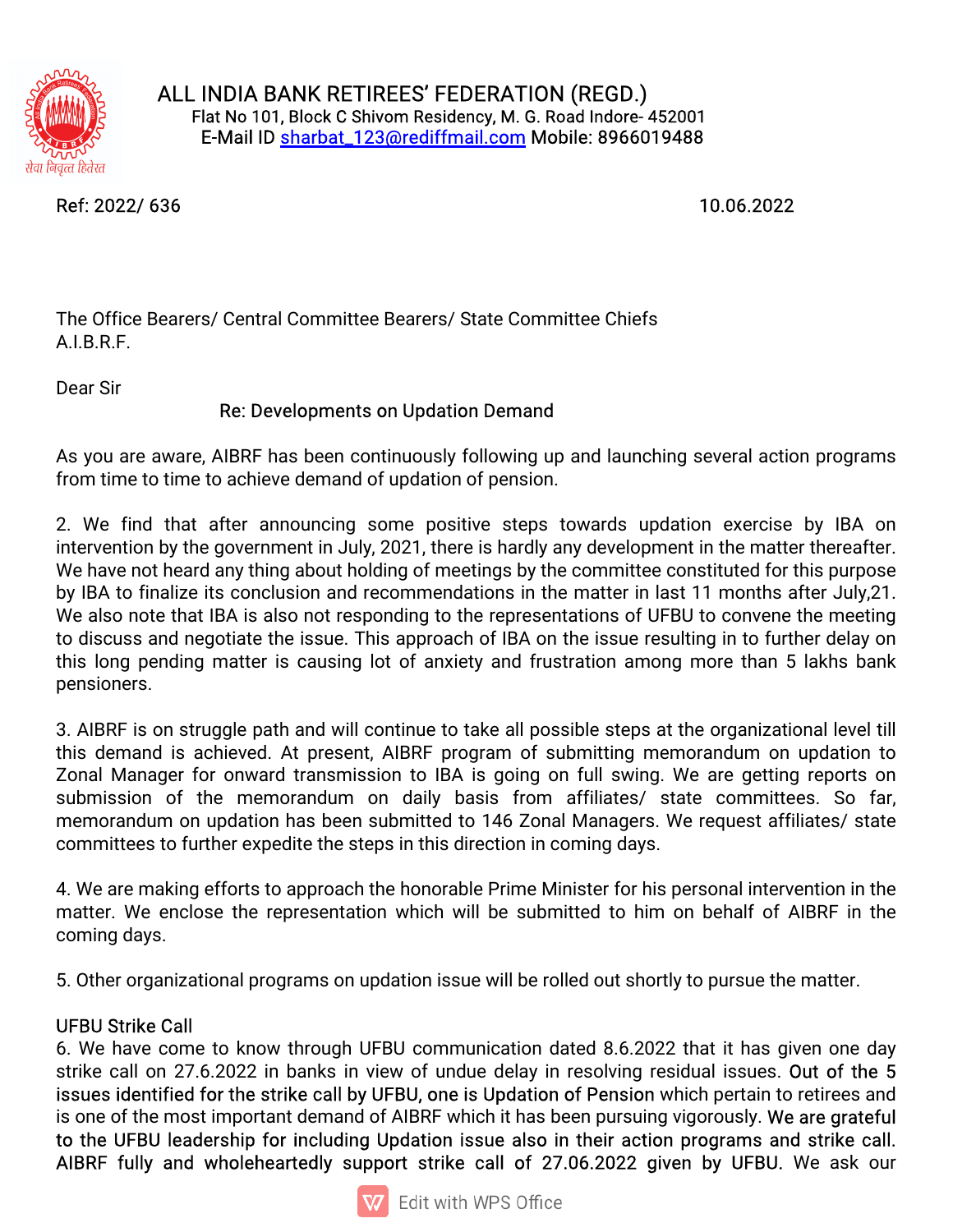# ALL INDIA BANK RETIREES' FEDERATION (REGD.)

Flat No 101, Block C Shivom Residency, M. G. Road Indore- 452001
E-Mail ID sharbat_123@rediffmail.com Mobile: 8966019488

सेवा निवृत्त हितैषी

Ref: 2022/ 636 10.06.2022

The Office Bearers/ Central Committee Bearers/ State Committee Chiefs
A.I.B.R.F.

Dear Sir

Re: Developments on Updation Demand

As you are aware, AIBRF has been continuously following up and launching several action programs from time to time to achieve demand of updation of pension.

2. We find that after announcing some positive steps towards updation exercise by IBA on intervention by the government in July, 2021, there is hardly any development in the matter thereafter. We have not heard any thing about holding of meetings by the committee constituted for this purpose by IBA to finalize its conclusion and recommendations in the matter in last 11 months after July,21. We also note that IBA is also not responding to the representations of UFBU to convene the meeting to discuss and negotiate the issue. This approach of IBA on the issue resulting in to further delay on this long pending matter is causing lot of anxiety and frustration among more than 5 lakhs bank pensioners.

3. AIBRF is on struggle path and will continue to take all possible steps at the organizational level till this demand is achieved. At present, AIBRF program of submitting memorandum on updation to Zonal Manager for onward transmission to IBA is going on full swing. We are getting reports on submission of the memorandum on daily basis from affiliates/ state committees. So far, memorandum on updation has been submitted to 146 Zonal Managers. We request affiliates/ state committees to further expedite the steps in this direction in coming days.

4. We are making efforts to approach the honorable Prime Minister for his personal intervention in the matter. We enclose the representation which will be submitted to him on behalf of AIBRF in the coming days.

5. Other organizational programs on updation issue will be rolled out shortly to pursue the matter.

UFBU Strike Call

6. We have come to know through UFBU communication dated 8.6.2022 that it has given one day strike call on 27.6.2022 in banks in view of undue delay in resolving residual issues. Out of the 5 issues identified for the strike call by UFBU, one is Updation of Pension which pertain to retirees and is one of the most important demand of AIBRF which it has been pursuing vigorously. We are grateful to the UFBU leadership for including Updation issue also in their action programs and strike call. AIBRF fully and wholeheartedly support strike call of 27.06.2022 given by UFBU. We ask our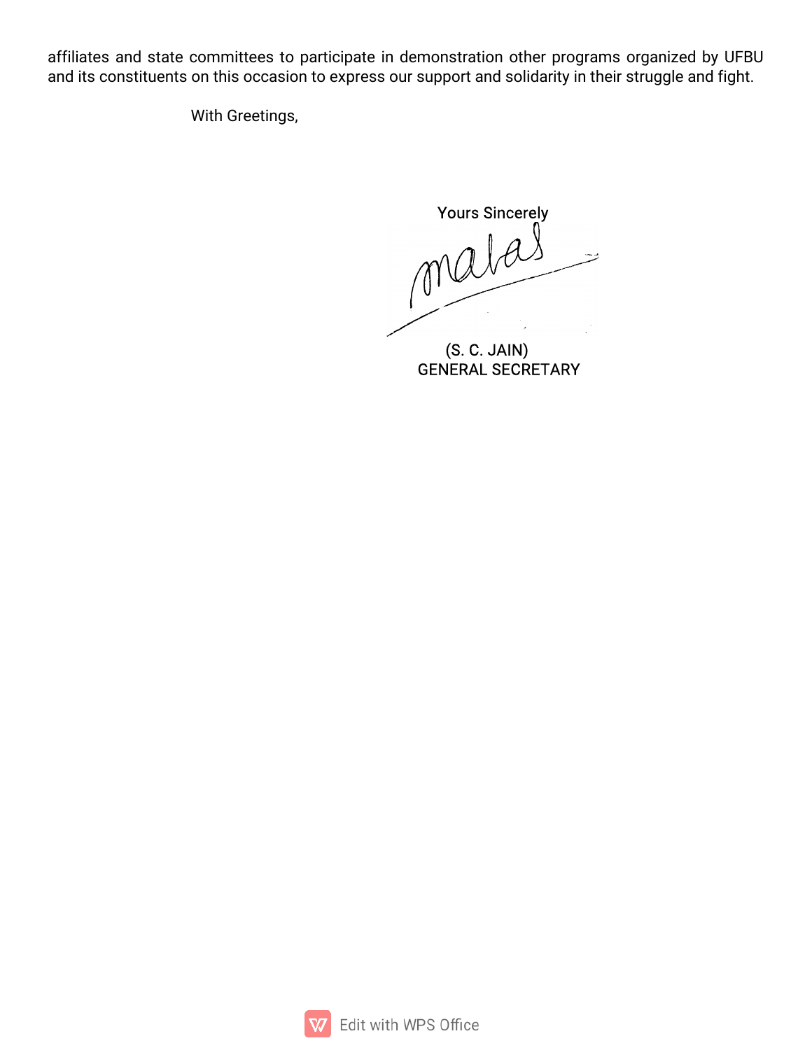affiliates and state committees to participate in demonstration other programs organized by UFBU and its constituents on this occasion to express our support and solidarity in their struggle and fight.

With Greetings,

Yours Sincerely

(S. C. JAIN)
GENERAL SECRETARY